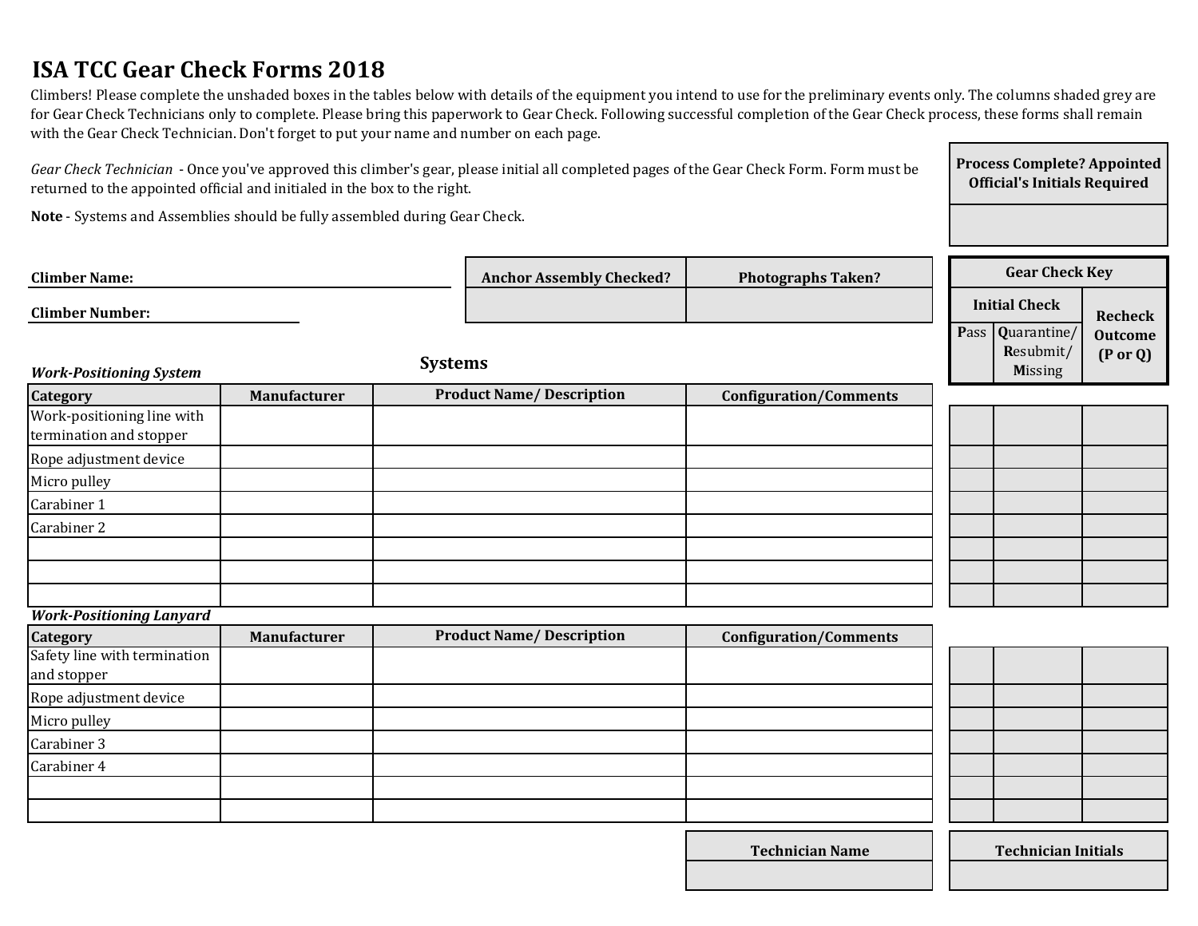# ISA TCC Gear Check Forms 2018

Climbers! Please complete the unshaded boxes in the tables below with details of the equipment you intend to use for the preliminary events only. The columns shaded grey are for Gear Check Technicians only to complete. Please bring this paperwork to Gear Check. Following successful completion of the Gear Check process, these forms shall remain with the Gear Check Technician. Don't forget to put your name and number on each page.

*Gear Check Technician* - Once you've approved this climber's gear, please initial all completed pages of the Gear Check Form. Form must be returned to the appointed official and initialed in the box to the right.

**Note** - Systems and Assemblies should be fully assembled during Gear Check.

| Process Complete? Appointed Official's Initials Required |
|---|
| |

**Climber Name:** \_\_\_\_\_\_\_\_\_\_\_\_\_\_\_\_\_\_\_\_\_\_\_\_

**Climber Number:** \_\_\_\_\_\_\_\_\_\_\_\_\_\_\_\_\_\_

| Anchor Assembly Checked? | Photographs Taken? |
|---|---|
| | |

**Gear Check Key**

| Initial Check | | Recheck Outcome (P or Q) |
|---|---|---|
| **P**ass | **Q**uarantine/ **R**esubmit/ **M**issing | |

## Systems

***Work-Positioning System***

| Category | Manufacturer | Product Name/ Description | Configuration/Comments | P | Q/R/M | Recheck |
|---|---|---|---|---|---|---|
| Work-positioning line with termination and stopper | | | | | | |
| Rope adjustment device | | | | | | |
| Micro pulley | | | | | | |
| Carabiner 1 | | | | | | |
| Carabiner 2 | | | | | | |
| | | | | | | |
| | | | | | | |
| | | | | | | |

***Work-Positioning Lanyard***

| Category | Manufacturer | Product Name/ Description | Configuration/Comments | P | Q/R/M | Recheck |
|---|---|---|---|---|---|---|
| Safety line with termination and stopper | | | | | | |
| Rope adjustment device | | | | | | |
| Micro pulley | | | | | | |
| Carabiner 3 | | | | | | |
| Carabiner 4 | | | | | | |
| | | | | | | |
| | | | | | | |

| Technician Name | Technician Initials |
|---|---|
| | |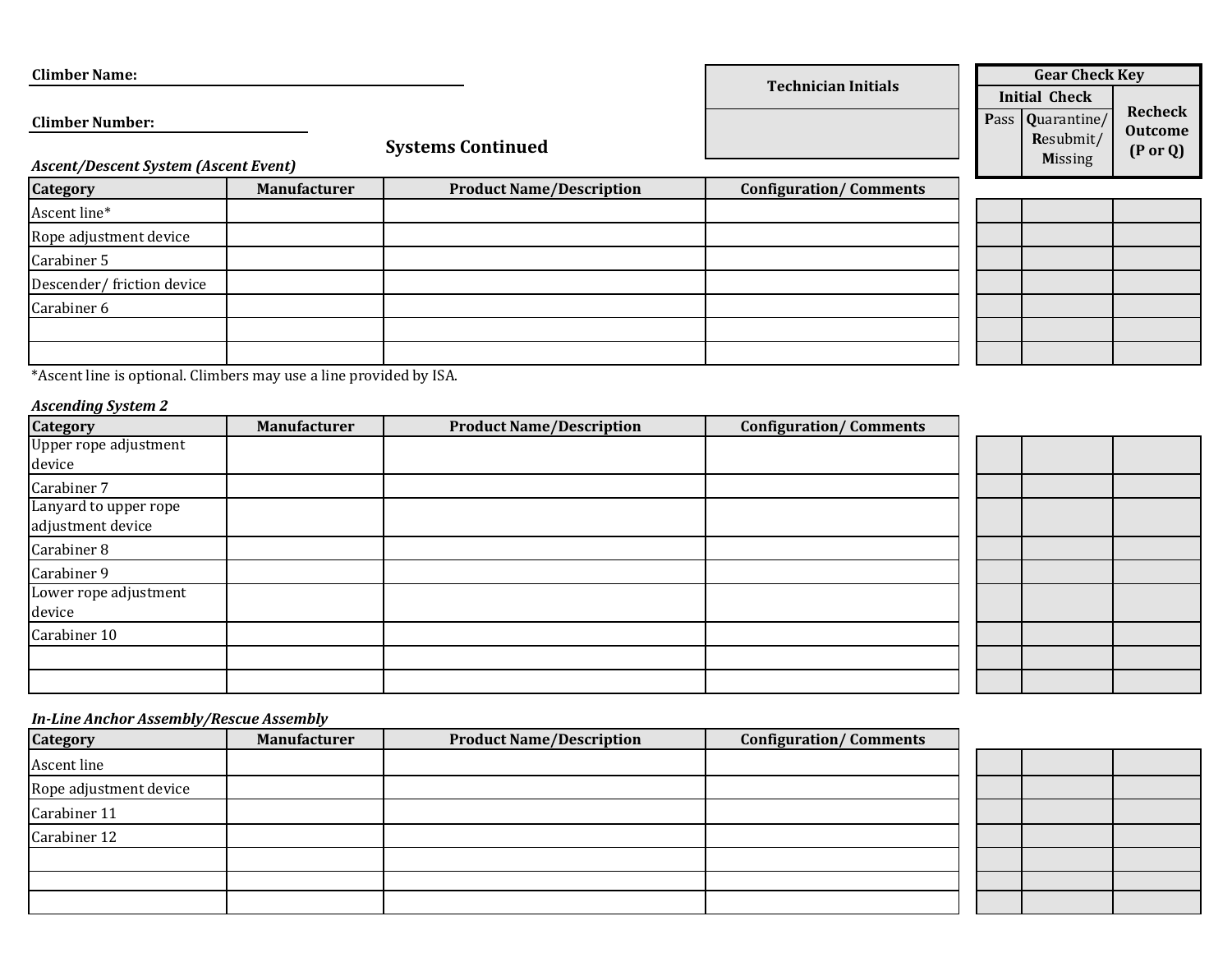**Climber Name:** ______________________________

**Climber Number:** ____________________

| Technician Initials |
| --- |
| |

| Gear Check Key | | |
| --- | --- | --- |
| Initial Check | | Recheck Outcome (P or Q) |
| **P**ass | **Q**uarantine/ **R**esubmit/ **M**issing | |

## Systems Continued

### *Ascent/Descent System (Ascent Event)*

| Category | Manufacturer | Product Name/Description | Configuration/ Comments | Pass | Quarantine/ Resubmit/ Missing | Recheck Outcome (P or Q) |
| --- | --- | --- | --- | --- | --- | --- |
| Ascent line* | | | | | | |
| Rope adjustment device | | | | | | |
| Carabiner 5 | | | | | | |
| Descender/ friction device | | | | | | |
| Carabiner 6 | | | | | | |
| | | | | | | |
| | | | | | | |

*Ascent line is optional. Climbers may use a line provided by ISA.

### *Ascending System 2*

| Category | Manufacturer | Product Name/Description | Configuration/ Comments | Pass | Quarantine/ Resubmit/ Missing | Recheck Outcome (P or Q) |
| --- | --- | --- | --- | --- | --- | --- |
| Upper rope adjustment device | | | | | | |
| Carabiner 7 | | | | | | |
| Lanyard to upper rope adjustment device | | | | | | |
| Carabiner 8 | | | | | | |
| Carabiner 9 | | | | | | |
| Lower rope adjustment device | | | | | | |
| Carabiner 10 | | | | | | |
| | | | | | | |
| | | | | | | |

### *In-Line Anchor Assembly/Rescue Assembly*

| Category | Manufacturer | Product Name/Description | Configuration/ Comments | Pass | Quarantine/ Resubmit/ Missing | Recheck Outcome (P or Q) |
| --- | --- | --- | --- | --- | --- | --- |
| Ascent line | | | | | | |
| Rope adjustment device | | | | | | |
| Carabiner 11 | | | | | | |
| Carabiner 12 | | | | | | |
| | | | | | | |
| | | | | | | |
| | | | | | | |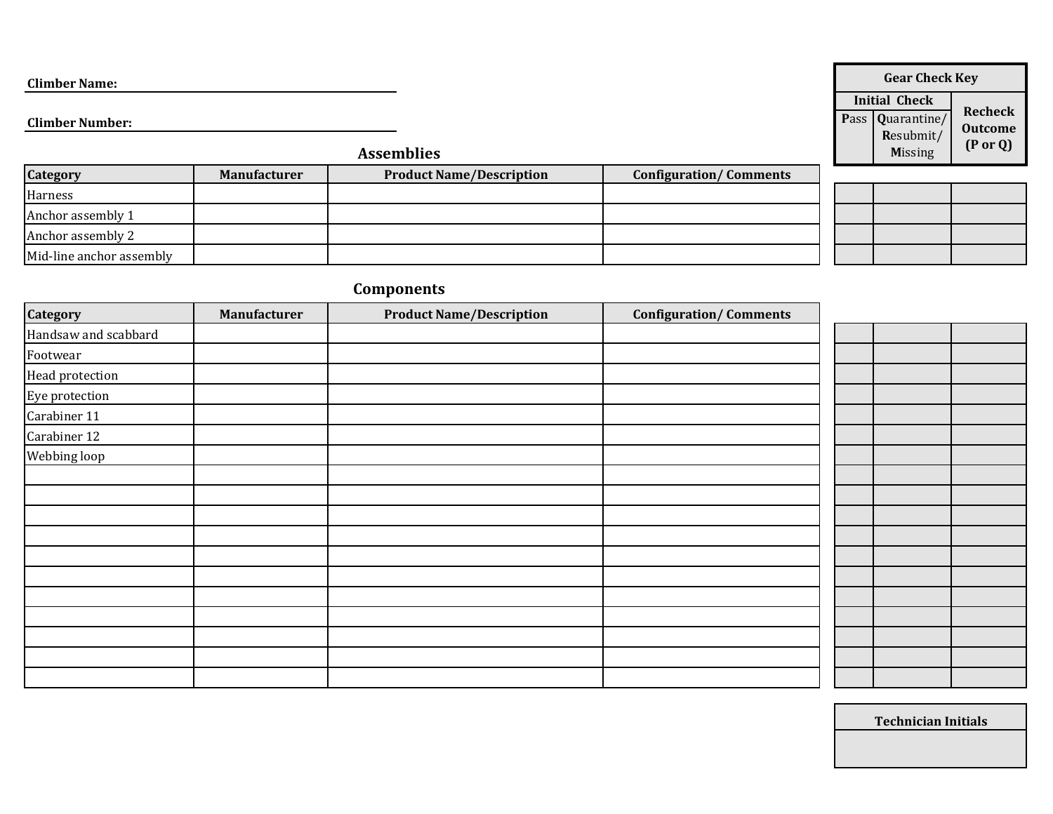**Climber Name:** ______________________________

**Climber Number:** ______________________________

| Gear Check Key | | |
|---|---|---|
| Initial Check | | Recheck Outcome (P or Q) |
| Pass | Quarantine/ Resubmit/ Missing | |

## Assemblies

| Category | Manufacturer | Product Name/Description | Configuration/ Comments | Pass | Quarantine/ Resubmit/ Missing | Recheck Outcome (P or Q) |
|---|---|---|---|---|---|---|
| Harness | | | | | | |
| Anchor assembly 1 | | | | | | |
| Anchor assembly 2 | | | | | | |
| Mid-line anchor assembly | | | | | | |

## Components

| Category | Manufacturer | Product Name/Description | Configuration/ Comments | Pass | Quarantine/ Resubmit/ Missing | Recheck Outcome (P or Q) |
|---|---|---|---|---|---|---|
| Handsaw and scabbard | | | | | | |
| Footwear | | | | | | |
| Head protection | | | | | | |
| Eye protection | | | | | | |
| Carabiner 11 | | | | | | |
| Carabiner 12 | | | | | | |
| Webbing loop | | | | | | |
| | | | | | | |
| | | | | | | |
| | | | | | | |
| | | | | | | |
| | | | | | | |
| | | | | | | |
| | | | | | | |
| | | | | | | |
| | | | | | | |
| | | | | | | |
| | | | | | | |

| Technician Initials |
|---|
| |